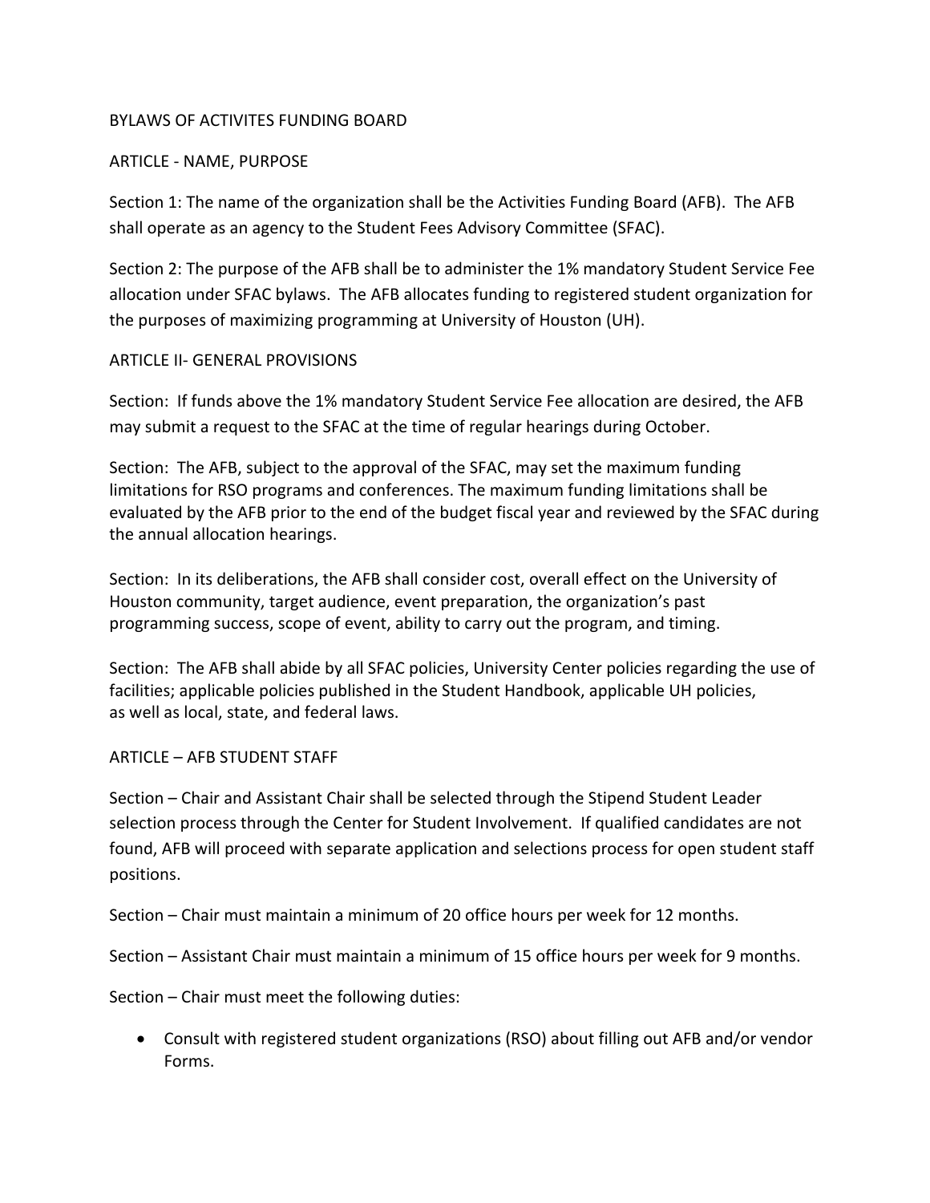# BYLAWS OF ACTIVITES FUNDING BOARD

## ARTICLE - NAME, PURPOSE

Section 1: The name of the organization shall be the Activities Funding Board (AFB). The AFB shall operate as an agency to the Student Fees Advisory Committee (SFAC).

Section 2: The purpose of the AFB shall be to administer the 1% mandatory Student Service Fee allocation under SFAC bylaws. The AFB allocates funding to registered student organization for the purposes of maximizing programming at University of Houston (UH).

## ARTICLE II- GENERAL PROVISIONS

Section: If funds above the 1% mandatory Student Service Fee allocation are desired, the AFB may submit a request to the SFAC at the time of regular hearings during October.

Section: The AFB, subject to the approval of the SFAC, may set the maximum funding limitations for RSO programs and conferences. The maximum funding limitations shall be evaluated by the AFB prior to the end of the budget fiscal year and reviewed by the SFAC during the annual allocation hearings.

Section: In its deliberations, the AFB shall consider cost, overall effect on the University of Houston community, target audience, event preparation, the organization's past programming success, scope of event, ability to carry out the program, and timing.

Section: The AFB shall abide by all SFAC policies, University Center policies regarding the use of facilities; applicable policies published in the Student Handbook, applicable UH policies, as well as local, state, and federal laws.

## ARTICLE – AFB STUDENT STAFF

Section – Chair and Assistant Chair shall be selected through the Stipend Student Leader selection process through the Center for Student Involvement. If qualified candidates are not found, AFB will proceed with separate application and selections process for open student staff positions.

Section – Chair must maintain a minimum of 20 office hours per week for 12 months.

Section – Assistant Chair must maintain a minimum of 15 office hours per week for 9 months.

Section – Chair must meet the following duties:

- Consult with registered student organizations (RSO) about filling out AFB and/or vendor Forms.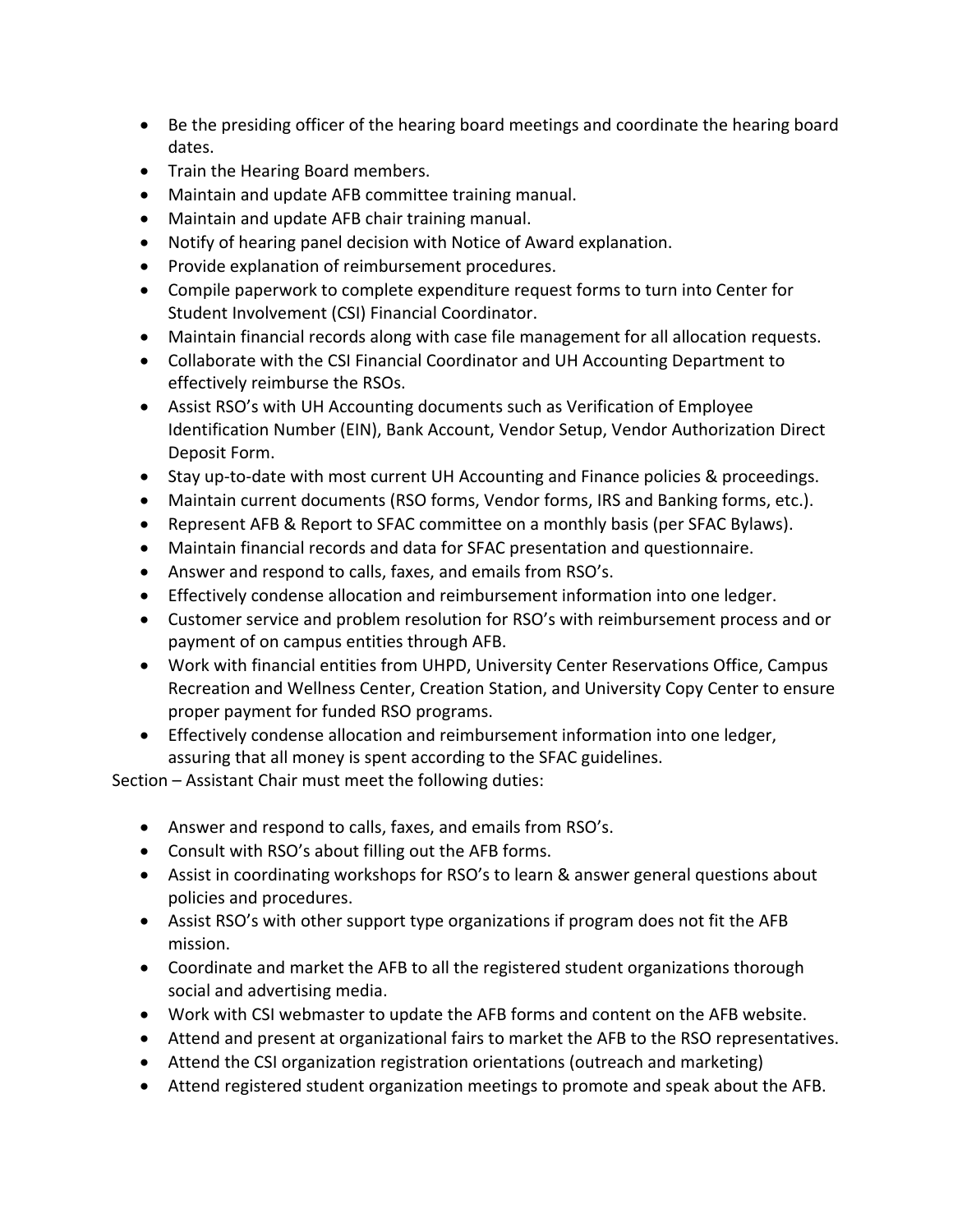- Be the presiding officer of the hearing board meetings and coordinate the hearing board dates.
- Train the Hearing Board members.
- Maintain and update AFB committee training manual.
- Maintain and update AFB chair training manual.
- Notify of hearing panel decision with Notice of Award explanation.
- Provide explanation of reimbursement procedures.
- Compile paperwork to complete expenditure request forms to turn into Center for Student Involvement (CSI) Financial Coordinator.
- Maintain financial records along with case file management for all allocation requests.
- Collaborate with the CSI Financial Coordinator and UH Accounting Department to effectively reimburse the RSOs.
- Assist RSO's with UH Accounting documents such as Verification of Employee Identification Number (EIN), Bank Account, Vendor Setup, Vendor Authorization Direct Deposit Form.
- Stay up-to-date with most current UH Accounting and Finance policies & proceedings.
- Maintain current documents (RSO forms, Vendor forms, IRS and Banking forms, etc.).
- Represent AFB & Report to SFAC committee on a monthly basis (per SFAC Bylaws).
- Maintain financial records and data for SFAC presentation and questionnaire.
- Answer and respond to calls, faxes, and emails from RSO's.
- Effectively condense allocation and reimbursement information into one ledger.
- Customer service and problem resolution for RSO's with reimbursement process and or payment of on campus entities through AFB.
- Work with financial entities from UHPD, University Center Reservations Office, Campus Recreation and Wellness Center, Creation Station, and University Copy Center to ensure proper payment for funded RSO programs.
- Effectively condense allocation and reimbursement information into one ledger, assuring that all money is spent according to the SFAC guidelines.

Section – Assistant Chair must meet the following duties:

- Answer and respond to calls, faxes, and emails from RSO's.
- Consult with RSO's about filling out the AFB forms.
- Assist in coordinating workshops for RSO's to learn & answer general questions about policies and procedures.
- Assist RSO's with other support type organizations if program does not fit the AFB mission.
- Coordinate and market the AFB to all the registered student organizations thorough social and advertising media.
- Work with CSI webmaster to update the AFB forms and content on the AFB website.
- Attend and present at organizational fairs to market the AFB to the RSO representatives.
- Attend the CSI organization registration orientations (outreach and marketing)
- Attend registered student organization meetings to promote and speak about the AFB.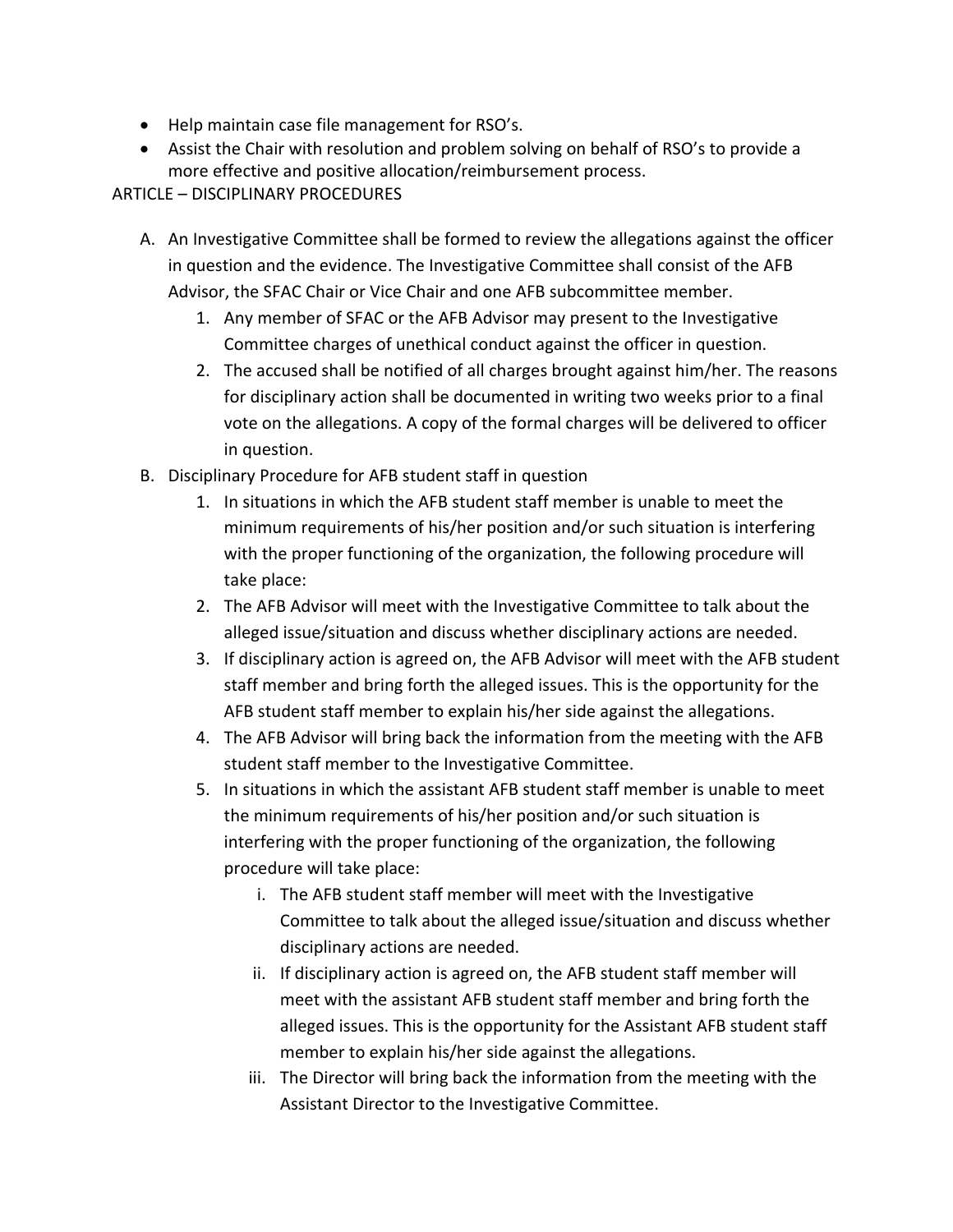- Help maintain case file management for RSO's.
- Assist the Chair with resolution and problem solving on behalf of RSO's to provide a more effective and positive allocation/reimbursement process.

ARTICLE – DISCIPLINARY PROCEDURES

A. An Investigative Committee shall be formed to review the allegations against the officer in question and the evidence. The Investigative Committee shall consist of the AFB Advisor, the SFAC Chair or Vice Chair and one AFB subcommittee member.
   1. Any member of SFAC or the AFB Advisor may present to the Investigative Committee charges of unethical conduct against the officer in question.
   2. The accused shall be notified of all charges brought against him/her. The reasons for disciplinary action shall be documented in writing two weeks prior to a final vote on the allegations. A copy of the formal charges will be delivered to officer in question.

B. Disciplinary Procedure for AFB student staff in question
   1. In situations in which the AFB student staff member is unable to meet the minimum requirements of his/her position and/or such situation is interfering with the proper functioning of the organization, the following procedure will take place:
   2. The AFB Advisor will meet with the Investigative Committee to talk about the alleged issue/situation and discuss whether disciplinary actions are needed.
   3. If disciplinary action is agreed on, the AFB Advisor will meet with the AFB student staff member and bring forth the alleged issues. This is the opportunity for the AFB student staff member to explain his/her side against the allegations.
   4. The AFB Advisor will bring back the information from the meeting with the AFB student staff member to the Investigative Committee.
   5. In situations in which the assistant AFB student staff member is unable to meet the minimum requirements of his/her position and/or such situation is interfering with the proper functioning of the organization, the following procedure will take place:
      i. The AFB student staff member will meet with the Investigative Committee to talk about the alleged issue/situation and discuss whether disciplinary actions are needed.
      ii. If disciplinary action is agreed on, the AFB student staff member will meet with the assistant AFB student staff member and bring forth the alleged issues. This is the opportunity for the Assistant AFB student staff member to explain his/her side against the allegations.
      iii. The Director will bring back the information from the meeting with the Assistant Director to the Investigative Committee.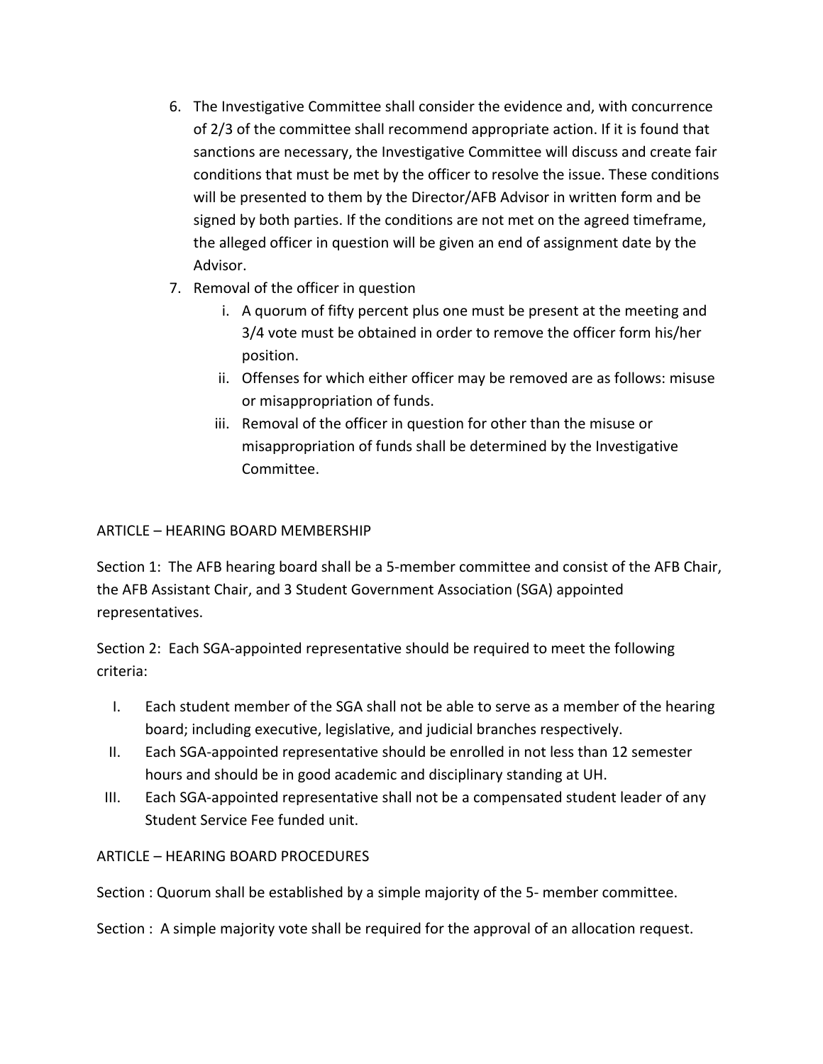6. The Investigative Committee shall consider the evidence and, with concurrence of 2/3 of the committee shall recommend appropriate action. If it is found that sanctions are necessary, the Investigative Committee will discuss and create fair conditions that must be met by the officer to resolve the issue. These conditions will be presented to them by the Director/AFB Advisor in written form and be signed by both parties. If the conditions are not met on the agreed timeframe, the alleged officer in question will be given an end of assignment date by the Advisor.
7. Removal of the officer in question
   i. A quorum of fifty percent plus one must be present at the meeting and 3/4 vote must be obtained in order to remove the officer form his/her position.
   ii. Offenses for which either officer may be removed are as follows: misuse or misappropriation of funds.
   iii. Removal of the officer in question for other than the misuse or misappropriation of funds shall be determined by the Investigative Committee.

ARTICLE – HEARING BOARD MEMBERSHIP

Section 1: The AFB hearing board shall be a 5-member committee and consist of the AFB Chair, the AFB Assistant Chair, and 3 Student Government Association (SGA) appointed representatives.

Section 2: Each SGA-appointed representative should be required to meet the following criteria:

I. Each student member of the SGA shall not be able to serve as a member of the hearing board; including executive, legislative, and judicial branches respectively.
II. Each SGA-appointed representative should be enrolled in not less than 12 semester hours and should be in good academic and disciplinary standing at UH.
III. Each SGA-appointed representative shall not be a compensated student leader of any Student Service Fee funded unit.

ARTICLE – HEARING BOARD PROCEDURES

Section : Quorum shall be established by a simple majority of the 5- member committee.

Section : A simple majority vote shall be required for the approval of an allocation request.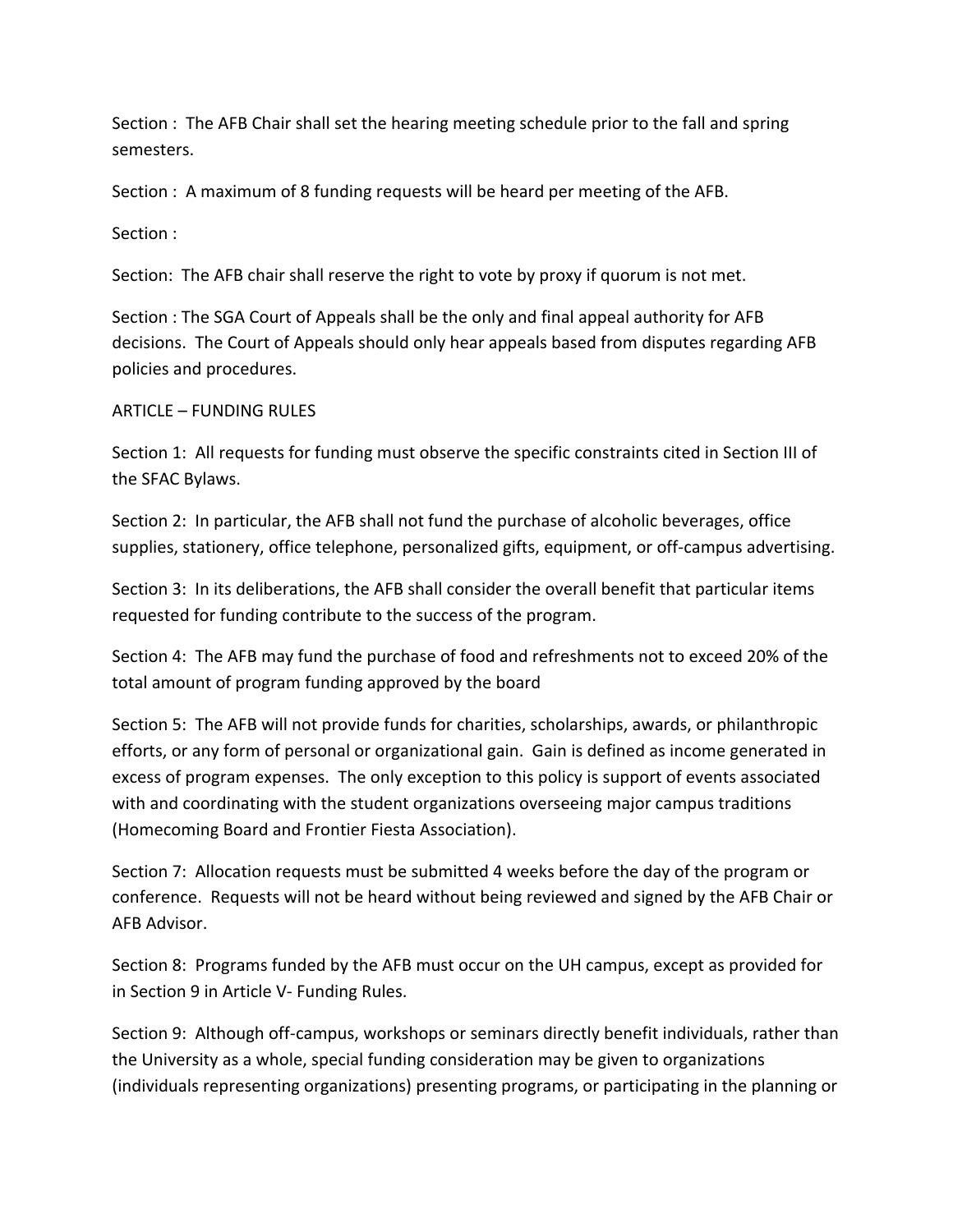Section : The AFB Chair shall set the hearing meeting schedule prior to the fall and spring semesters.

Section : A maximum of 8 funding requests will be heard per meeting of the AFB.

Section :

Section: The AFB chair shall reserve the right to vote by proxy if quorum is not met.

Section : The SGA Court of Appeals shall be the only and final appeal authority for AFB decisions. The Court of Appeals should only hear appeals based from disputes regarding AFB policies and procedures.

ARTICLE – FUNDING RULES

Section 1: All requests for funding must observe the specific constraints cited in Section III of the SFAC Bylaws.

Section 2: In particular, the AFB shall not fund the purchase of alcoholic beverages, office supplies, stationery, office telephone, personalized gifts, equipment, or off-campus advertising.

Section 3: In its deliberations, the AFB shall consider the overall benefit that particular items requested for funding contribute to the success of the program.

Section 4: The AFB may fund the purchase of food and refreshments not to exceed 20% of the total amount of program funding approved by the board

Section 5: The AFB will not provide funds for charities, scholarships, awards, or philanthropic efforts, or any form of personal or organizational gain. Gain is defined as income generated in excess of program expenses. The only exception to this policy is support of events associated with and coordinating with the student organizations overseeing major campus traditions (Homecoming Board and Frontier Fiesta Association).

Section 7: Allocation requests must be submitted 4 weeks before the day of the program or conference. Requests will not be heard without being reviewed and signed by the AFB Chair or AFB Advisor.

Section 8: Programs funded by the AFB must occur on the UH campus, except as provided for in Section 9 in Article V- Funding Rules.

Section 9: Although off-campus, workshops or seminars directly benefit individuals, rather than the University as a whole, special funding consideration may be given to organizations (individuals representing organizations) presenting programs, or participating in the planning or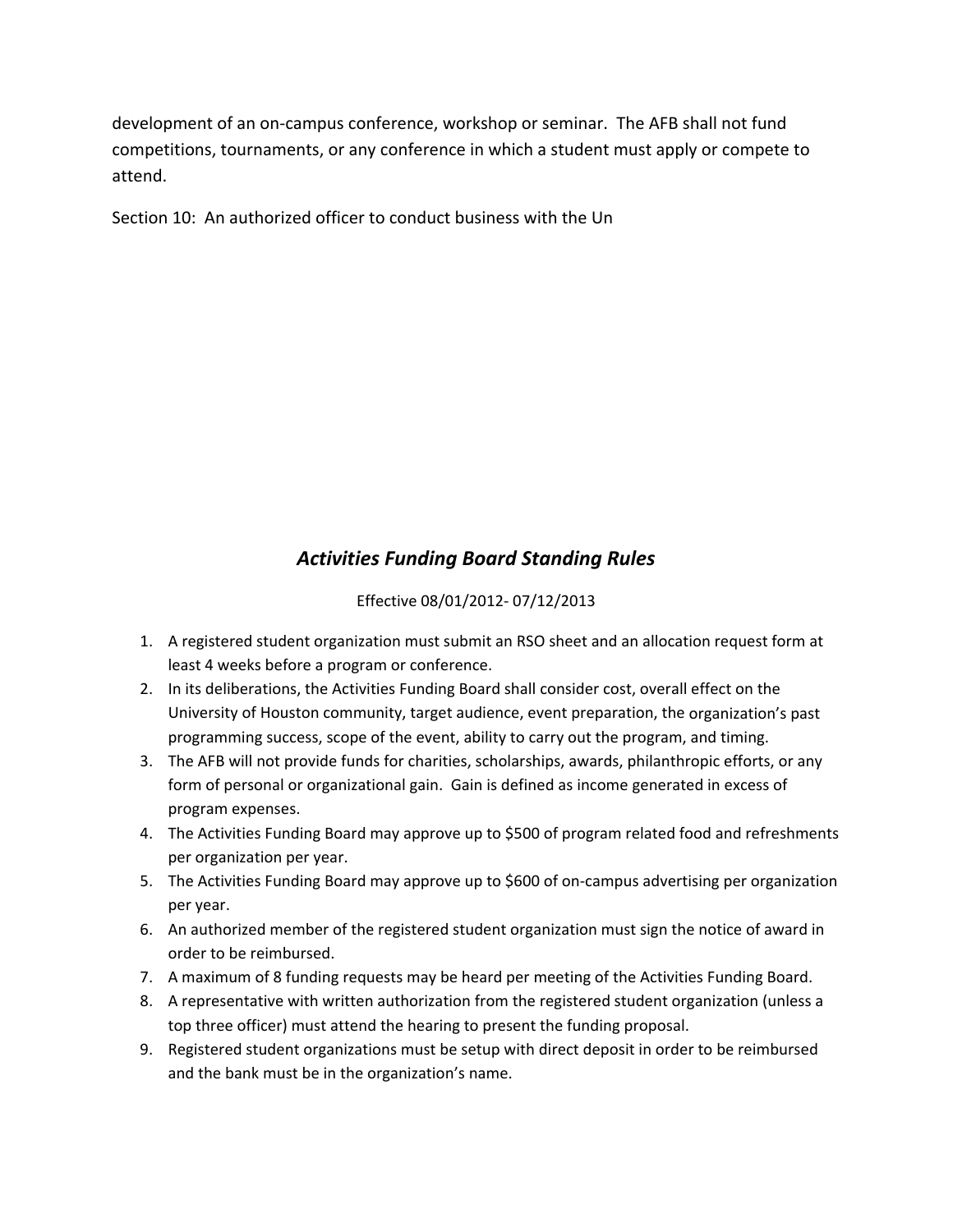development of an on-campus conference, workshop or seminar. The AFB shall not fund competitions, tournaments, or any conference in which a student must apply or compete to attend.

Section 10: An authorized officer to conduct business with the Un

## *Activities Funding Board Standing Rules*

Effective 08/01/2012- 07/12/2013

1. A registered student organization must submit an RSO sheet and an allocation request form at least 4 weeks before a program or conference.
2. In its deliberations, the Activities Funding Board shall consider cost, overall effect on the University of Houston community, target audience, event preparation, the organization's past programming success, scope of the event, ability to carry out the program, and timing.
3. The AFB will not provide funds for charities, scholarships, awards, philanthropic efforts, or any form of personal or organizational gain. Gain is defined as income generated in excess of program expenses.
4. The Activities Funding Board may approve up to $500 of program related food and refreshments per organization per year.
5. The Activities Funding Board may approve up to $600 of on-campus advertising per organization per year.
6. An authorized member of the registered student organization must sign the notice of award in order to be reimbursed.
7. A maximum of 8 funding requests may be heard per meeting of the Activities Funding Board.
8. A representative with written authorization from the registered student organization (unless a top three officer) must attend the hearing to present the funding proposal.
9. Registered student organizations must be setup with direct deposit in order to be reimbursed and the bank must be in the organization's name.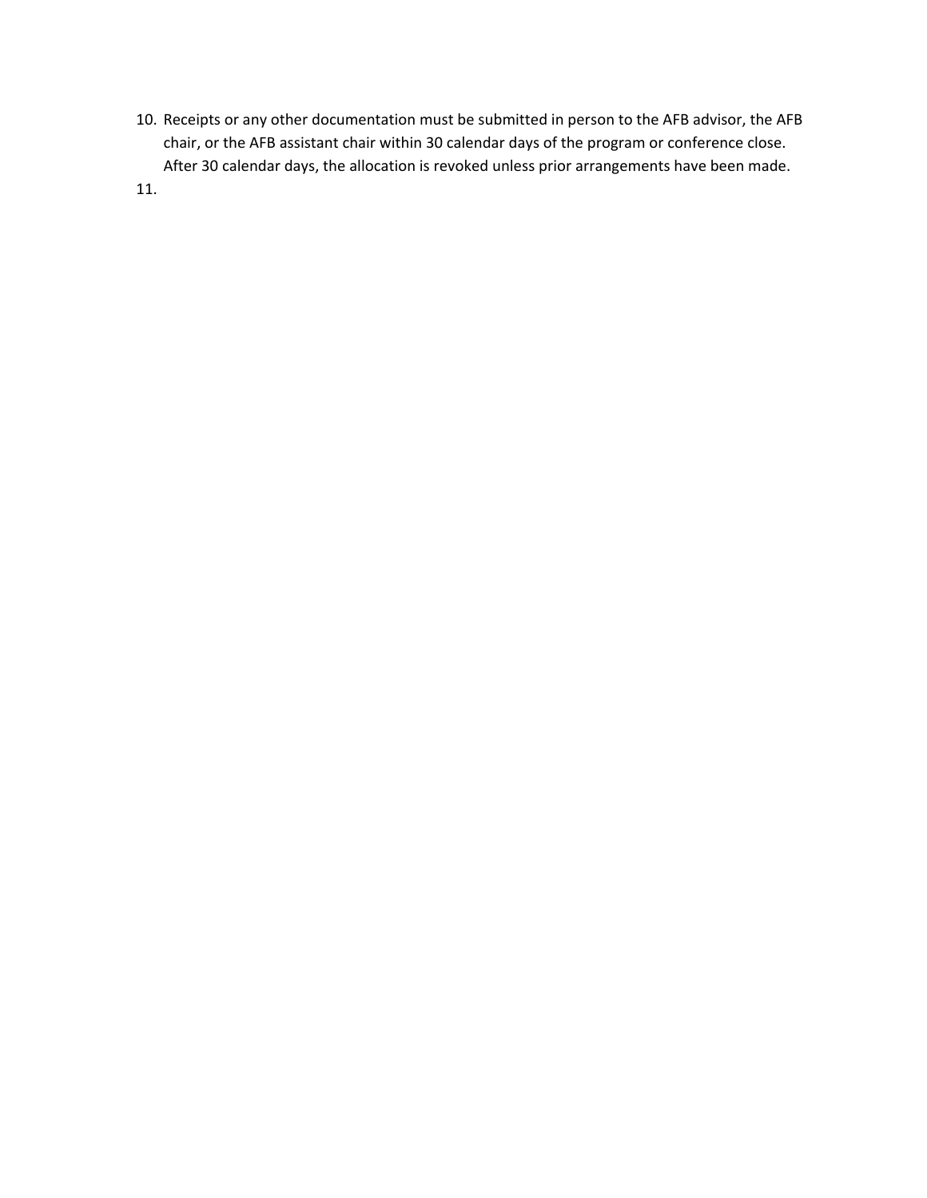10. Receipts or any other documentation must be submitted in person to the AFB advisor, the AFB chair, or the AFB assistant chair within 30 calendar days of the program or conference close. After 30 calendar days, the allocation is revoked unless prior arrangements have been made.

11.